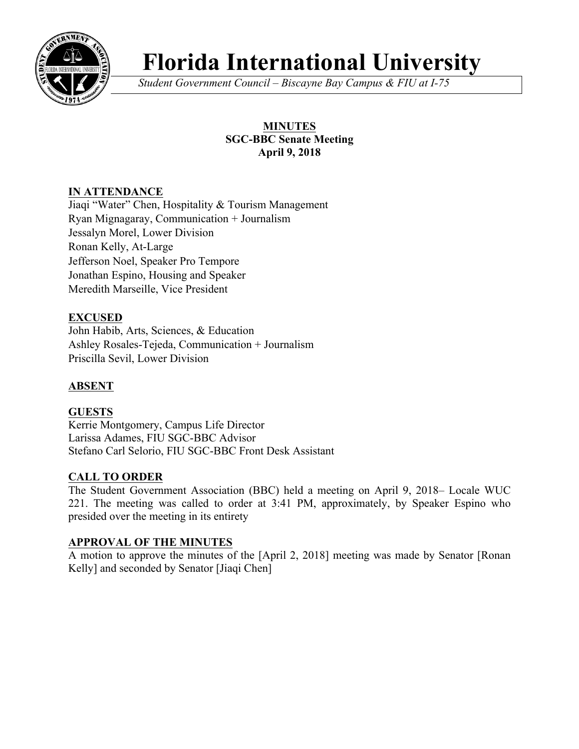# Florida International University

*Student Government Council – Biscayne Bay Campus & FIU at I-75*

**MINUTES**
**SGC-BBC Senate Meeting**
**April 9, 2018**

## IN ATTENDANCE

Jiaqi "Water" Chen, Hospitality & Tourism Management
Ryan Mignagaray, Communication + Journalism
Jessalyn Morel, Lower Division
Ronan Kelly, At-Large
Jefferson Noel, Speaker Pro Tempore
Jonathan Espino, Housing and Speaker
Meredith Marseille, Vice President

## EXCUSED

John Habib, Arts, Sciences, & Education
Ashley Rosales-Tejeda, Communication + Journalism
Priscilla Sevil, Lower Division

## ABSENT

## GUESTS

Kerrie Montgomery, Campus Life Director
Larissa Adames, FIU SGC-BBC Advisor
Stefano Carl Selorio, FIU SGC-BBC Front Desk Assistant

## CALL TO ORDER

The Student Government Association (BBC) held a meeting on April 9, 2018– Locale WUC 221. The meeting was called to order at 3:41 PM, approximately, by Speaker Espino who presided over the meeting in its entirety

## APPROVAL OF THE MINUTES

A motion to approve the minutes of the [April 2, 2018] meeting was made by Senator [Ronan Kelly] and seconded by Senator [Jiaqi Chen]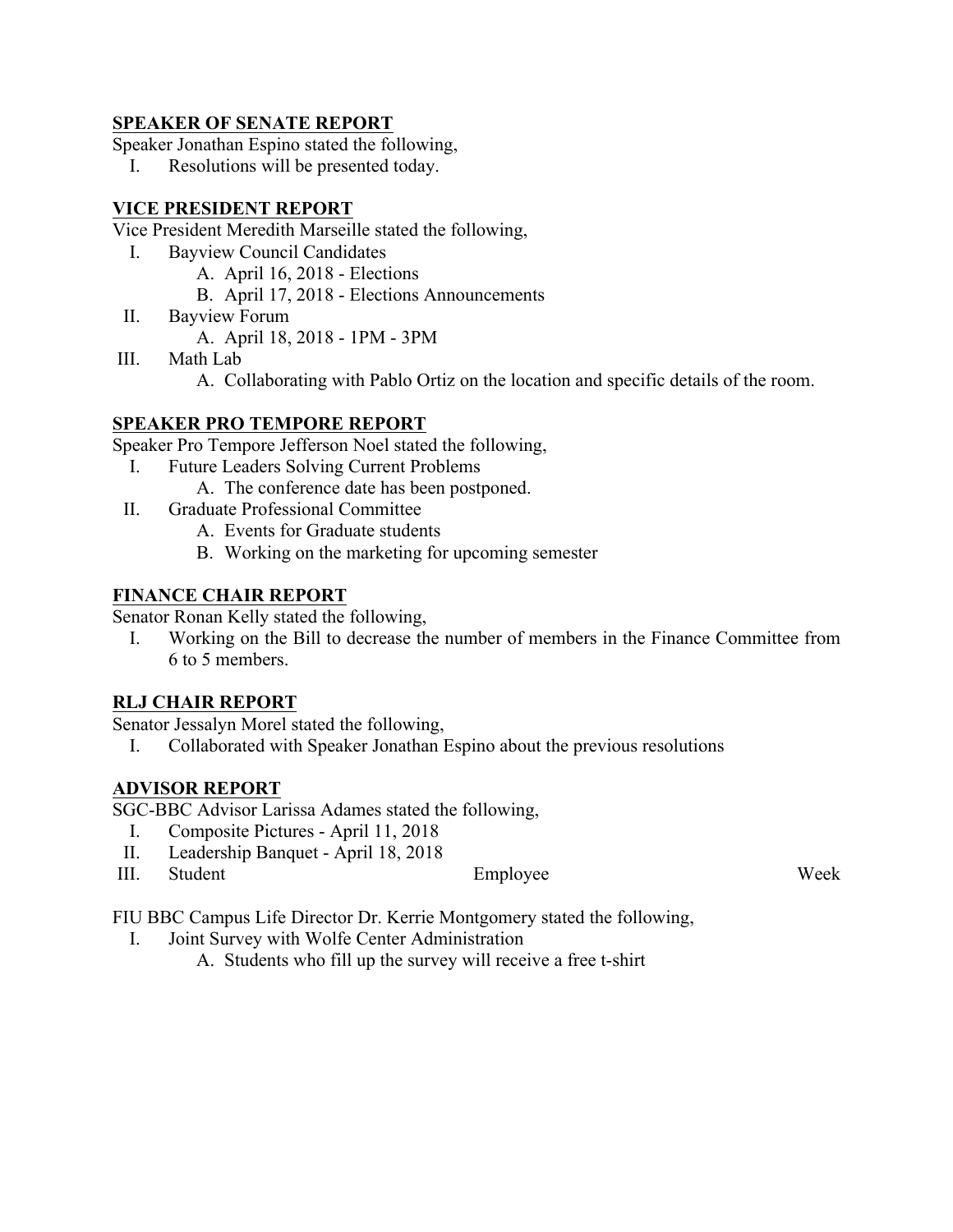**SPEAKER OF SENATE REPORT**

Speaker Jonathan Espino stated the following,

I. Resolutions will be presented today.

**VICE PRESIDENT REPORT**

Vice President Meredith Marseille stated the following,

I. Bayview Council Candidates
   A. April 16, 2018 - Elections
   B. April 17, 2018 - Elections Announcements
II. Bayview Forum
   A. April 18, 2018 - 1PM - 3PM
III. Math Lab
   A. Collaborating with Pablo Ortiz on the location and specific details of the room.

**SPEAKER PRO TEMPORE REPORT**

Speaker Pro Tempore Jefferson Noel stated the following,

I. Future Leaders Solving Current Problems
   A. The conference date has been postponed.
II. Graduate Professional Committee
   A. Events for Graduate students
   B. Working on the marketing for upcoming semester

**FINANCE CHAIR REPORT**

Senator Ronan Kelly stated the following,

I. Working on the Bill to decrease the number of members in the Finance Committee from 6 to 5 members.

**RLJ CHAIR REPORT**

Senator Jessalyn Morel stated the following,

I. Collaborated with Speaker Jonathan Espino about the previous resolutions

**ADVISOR REPORT**

SGC-BBC Advisor Larissa Adames stated the following,

I. Composite Pictures - April 11, 2018
II. Leadership Banquet - April 18, 2018
III. Student Employee Week

FIU BBC Campus Life Director Dr. Kerrie Montgomery stated the following,

I. Joint Survey with Wolfe Center Administration
   A. Students who fill up the survey will receive a free t-shirt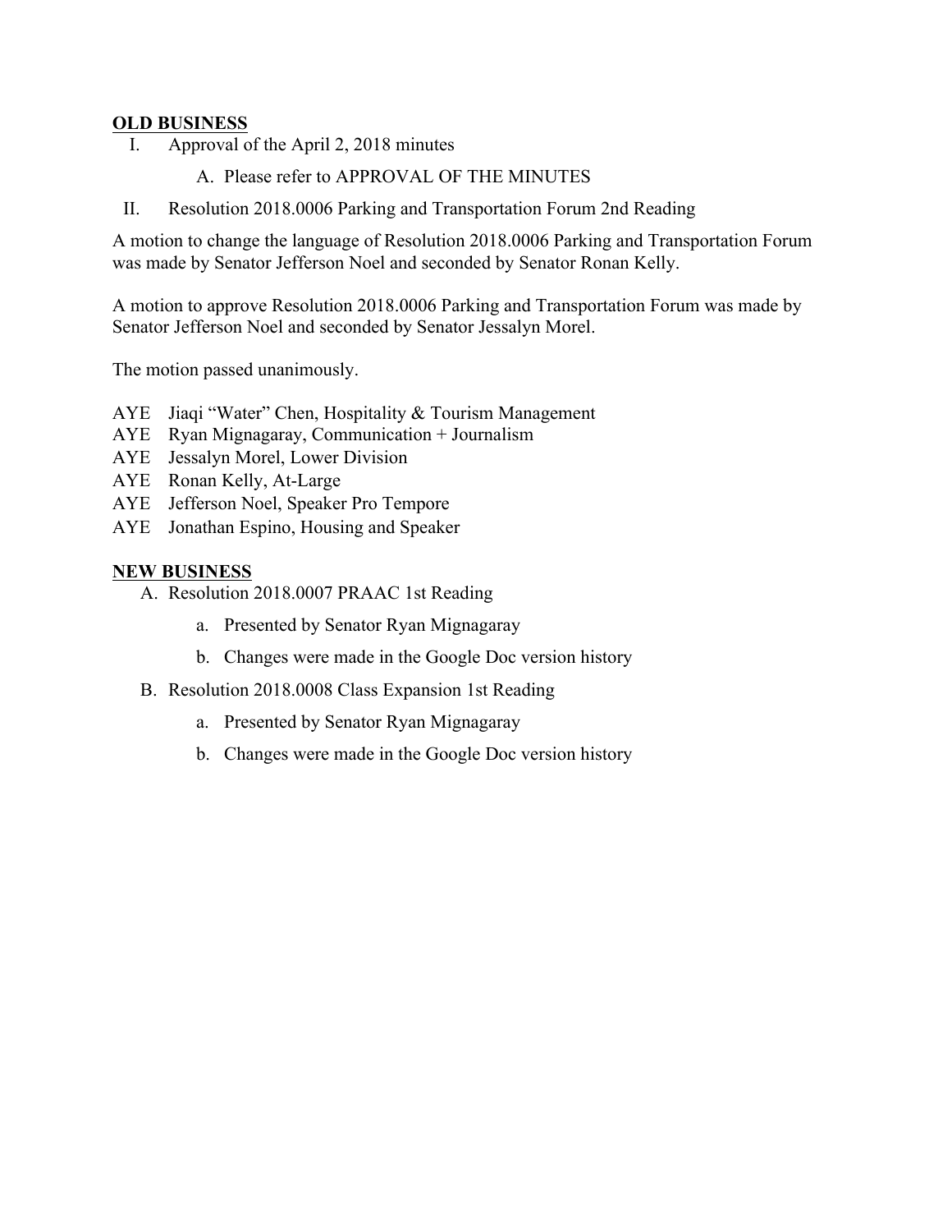**OLD BUSINESS**

I. Approval of the April 2, 2018 minutes

    A. Please refer to APPROVAL OF THE MINUTES

II. Resolution 2018.0006 Parking and Transportation Forum 2nd Reading

A motion to change the language of Resolution 2018.0006 Parking and Transportation Forum was made by Senator Jefferson Noel and seconded by Senator Ronan Kelly.

A motion to approve Resolution 2018.0006 Parking and Transportation Forum was made by Senator Jefferson Noel and seconded by Senator Jessalyn Morel.

The motion passed unanimously.

AYE Jiaqi "Water" Chen, Hospitality & Tourism Management
AYE Ryan Mignagaray, Communication + Journalism
AYE Jessalyn Morel, Lower Division
AYE Ronan Kelly, At-Large
AYE Jefferson Noel, Speaker Pro Tempore
AYE Jonathan Espino, Housing and Speaker

**NEW BUSINESS**

A. Resolution 2018.0007 PRAAC 1st Reading

    a. Presented by Senator Ryan Mignagaray

    b. Changes were made in the Google Doc version history

B. Resolution 2018.0008 Class Expansion 1st Reading

    a. Presented by Senator Ryan Mignagaray

    b. Changes were made in the Google Doc version history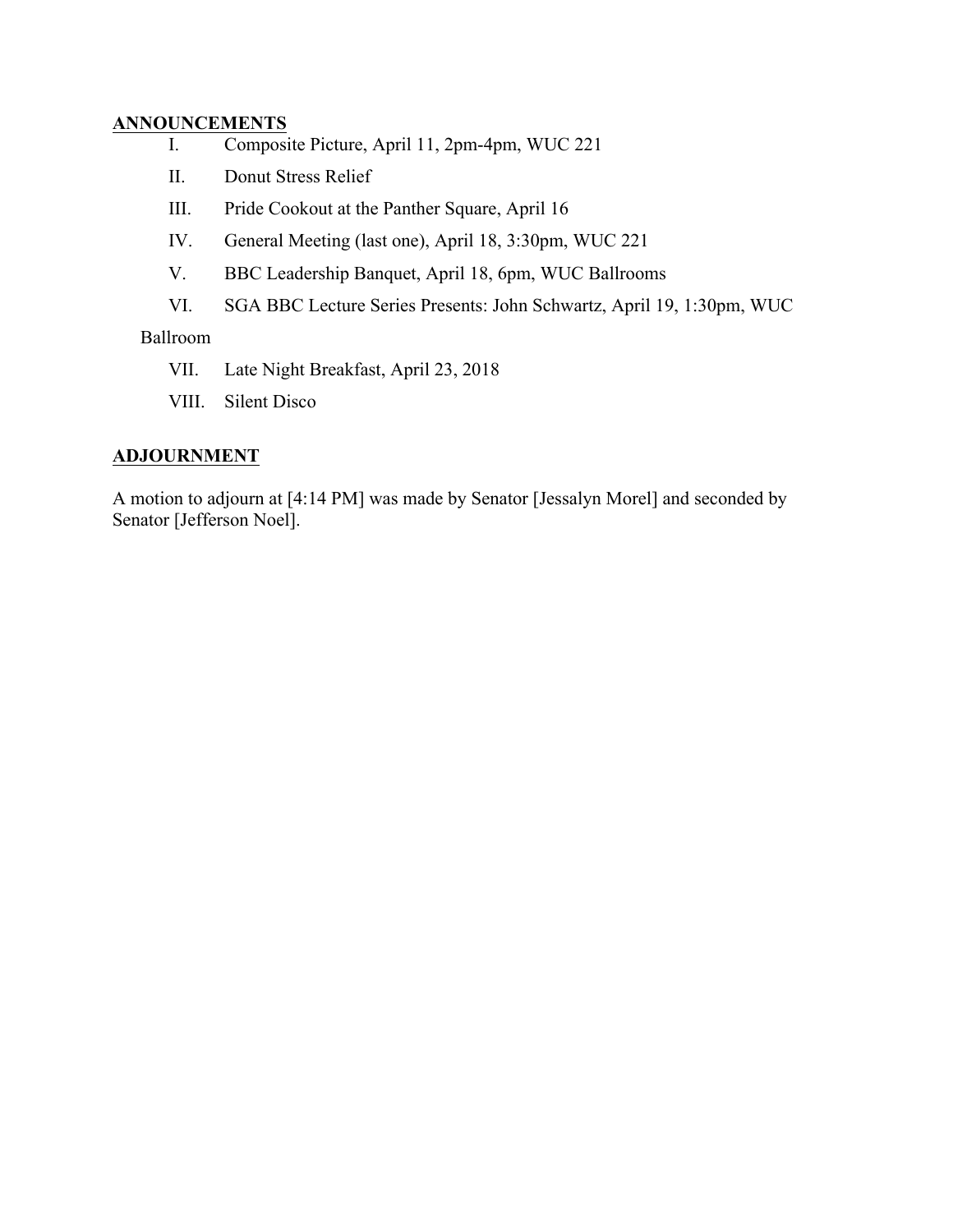**ANNOUNCEMENTS**

I. Composite Picture, April 11, 2pm-4pm, WUC 221

II. Donut Stress Relief

III. Pride Cookout at the Panther Square, April 16

IV. General Meeting (last one), April 18, 3:30pm, WUC 221

V. BBC Leadership Banquet, April 18, 6pm, WUC Ballrooms

VI. SGA BBC Lecture Series Presents: John Schwartz, April 19, 1:30pm, WUC Ballroom

VII. Late Night Breakfast, April 23, 2018

VIII. Silent Disco

**ADJOURNMENT**

A motion to adjourn at [4:14 PM] was made by Senator [Jessalyn Morel] and seconded by Senator [Jefferson Noel].